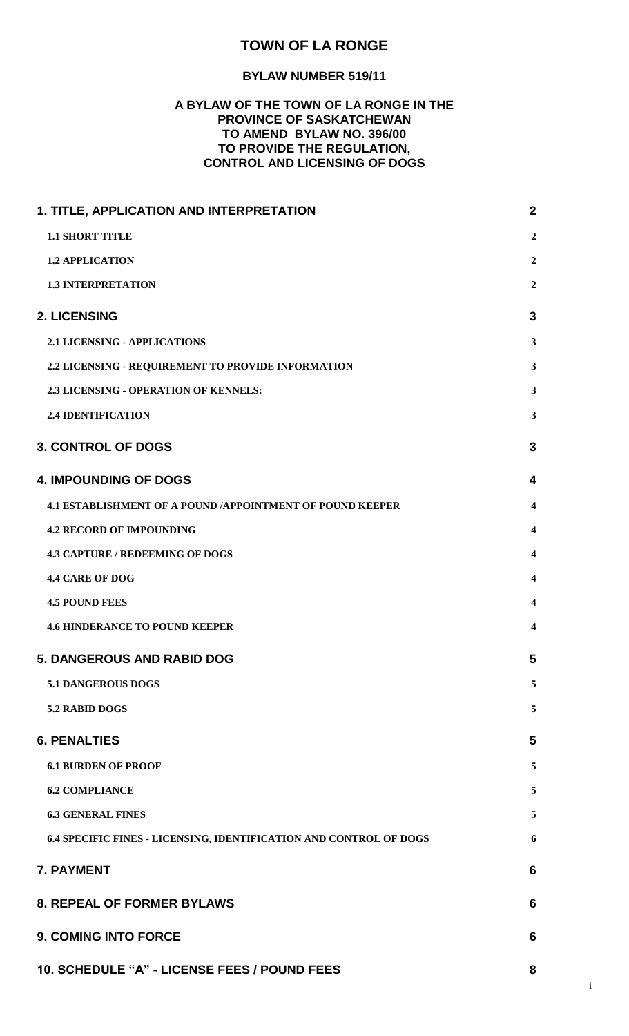# TOWN OF LA RONGE

## BYLAW NUMBER 519/11

## A BYLAW OF THE TOWN OF LA RONGE IN THE PROVINCE OF SASKATCHEWAN TO AMEND BYLAW NO. 396/00 TO PROVIDE THE REGULATION, CONTROL AND LICENSING OF DOGS

| | |
|---|---|
| **1. TITLE, APPLICATION AND INTERPRETATION** | **2** |
| **1.1 SHORT TITLE** | **2** |
| **1.2 APPLICATION** | **2** |
| **1.3 INTERPRETATION** | **2** |
| **2. LICENSING** | **3** |
| **2.1 LICENSING - APPLICATIONS** | **3** |
| **2.2 LICENSING - REQUIREMENT TO PROVIDE INFORMATION** | **3** |
| **2.3 LICENSING - OPERATION OF KENNELS:** | **3** |
| **2.4 IDENTIFICATION** | **3** |
| **3. CONTROL OF DOGS** | **3** |
| **4. IMPOUNDING OF DOGS** | **4** |
| **4.1 ESTABLISHMENT OF A POUND /APPOINTMENT OF POUND KEEPER** | **4** |
| **4.2 RECORD OF IMPOUNDING** | **4** |
| **4.3 CAPTURE / REDEEMING OF DOGS** | **4** |
| **4.4 CARE OF DOG** | **4** |
| **4.5 POUND FEES** | **4** |
| **4.6 HINDERANCE TO POUND KEEPER** | **4** |
| **5. DANGEROUS AND RABID DOG** | **5** |
| **5.1 DANGEROUS DOGS** | **5** |
| **5.2 RABID DOGS** | **5** |
| **6. PENALTIES** | **5** |
| **6.1 BURDEN OF PROOF** | **5** |
| **6.2 COMPLIANCE** | **5** |
| **6.3 GENERAL FINES** | **5** |
| **6.4 SPECIFIC FINES - LICENSING, IDENTIFICATION AND CONTROL OF DOGS** | **6** |
| **7. PAYMENT** | **6** |
| **8. REPEAL OF FORMER BYLAWS** | **6** |
| **9. COMING INTO FORCE** | **6** |
| **10. SCHEDULE "A" - LICENSE FEES / POUND FEES** | **8** |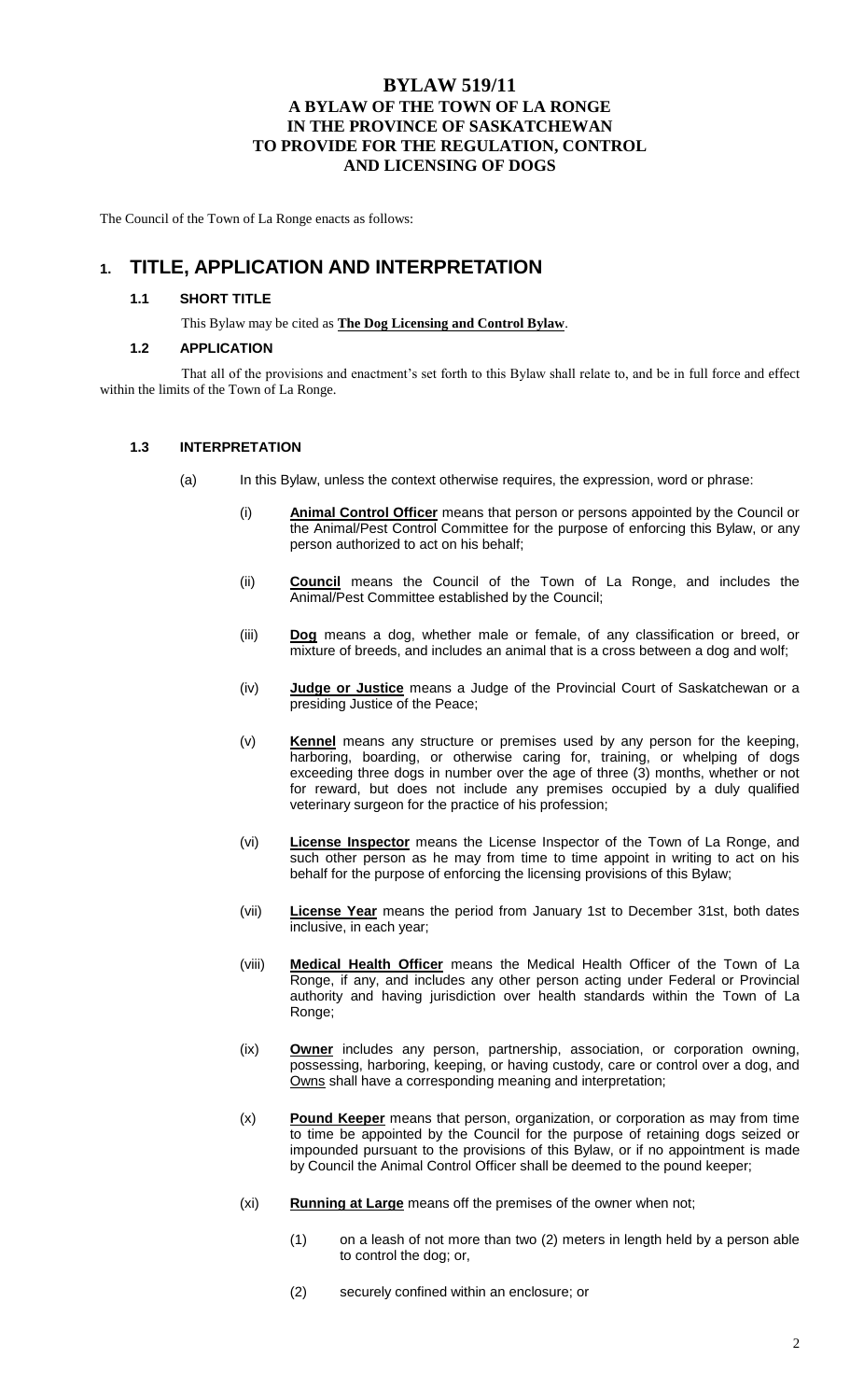# BYLAW 519/11
## A BYLAW OF THE TOWN OF LA RONGE IN THE PROVINCE OF SASKATCHEWAN TO PROVIDE FOR THE REGULATION, CONTROL AND LICENSING OF DOGS

The Council of the Town of La Ronge enacts as follows:

# 1. TITLE, APPLICATION AND INTERPRETATION

### 1.1 SHORT TITLE

This Bylaw may be cited as **The Dog Licensing and Control Bylaw**.

### 1.2 APPLICATION

That all of the provisions and enactment's set forth to this Bylaw shall relate to, and be in full force and effect within the limits of the Town of La Ronge.

### 1.3 INTERPRETATION

(a) In this Bylaw, unless the context otherwise requires, the expression, word or phrase:

(i) **Animal Control Officer** means that person or persons appointed by the Council or the Animal/Pest Control Committee for the purpose of enforcing this Bylaw, or any person authorized to act on his behalf;

(ii) **Council** means the Council of the Town of La Ronge, and includes the Animal/Pest Committee established by the Council;

(iii) **Dog** means a dog, whether male or female, of any classification or breed, or mixture of breeds, and includes an animal that is a cross between a dog and wolf;

(iv) **Judge or Justice** means a Judge of the Provincial Court of Saskatchewan or a presiding Justice of the Peace;

(v) **Kennel** means any structure or premises used by any person for the keeping, harboring, boarding, or otherwise caring for, training, or whelping of dogs exceeding three dogs in number over the age of three (3) months, whether or not for reward, but does not include any premises occupied by a duly qualified veterinary surgeon for the practice of his profession;

(vi) **License Inspector** means the License Inspector of the Town of La Ronge, and such other person as he may from time to time appoint in writing to act on his behalf for the purpose of enforcing the licensing provisions of this Bylaw;

(vii) **License Year** means the period from January 1st to December 31st, both dates inclusive, in each year;

(viii) **Medical Health Officer** means the Medical Health Officer of the Town of La Ronge, if any, and includes any other person acting under Federal or Provincial authority and having jurisdiction over health standards within the Town of La Ronge;

(ix) **Owner** includes any person, partnership, association, or corporation owning, possessing, harboring, keeping, or having custody, care or control over a dog, and Owns shall have a corresponding meaning and interpretation;

(x) **Pound Keeper** means that person, organization, or corporation as may from time to time be appointed by the Council for the purpose of retaining dogs seized or impounded pursuant to the provisions of this Bylaw, or if no appointment is made by Council the Animal Control Officer shall be deemed to the pound keeper;

(xi) **Running at Large** means off the premises of the owner when not;

(1) on a leash of not more than two (2) meters in length held by a person able to control the dog; or,

(2) securely confined within an enclosure; or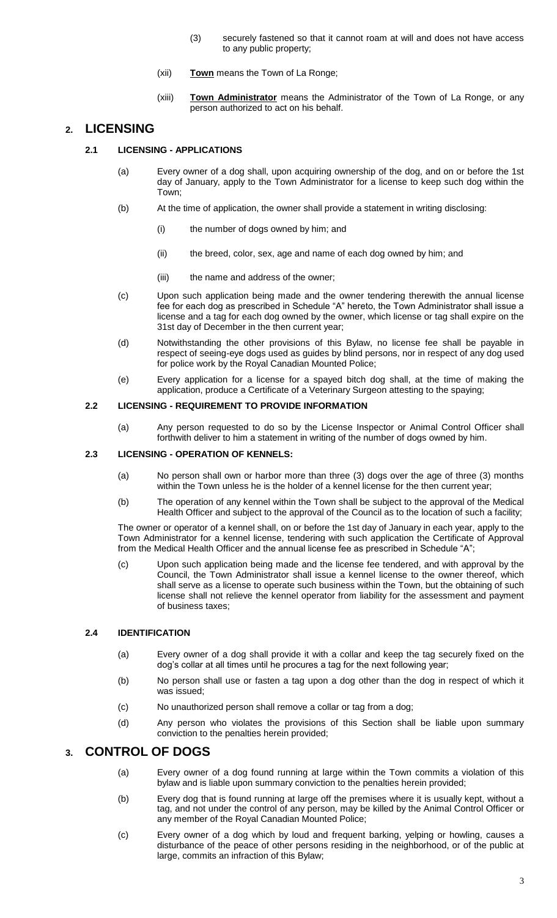(3) securely fastened so that it cannot roam at will and does not have access to any public property;

(xii) **Town** means the Town of La Ronge;

(xiii) **Town Administrator** means the Administrator of the Town of La Ronge, or any person authorized to act on his behalf.

# 2. LICENSING

## 2.1 LICENSING - APPLICATIONS

(a) Every owner of a dog shall, upon acquiring ownership of the dog, and on or before the 1st day of January, apply to the Town Administrator for a license to keep such dog within the Town;

(b) At the time of application, the owner shall provide a statement in writing disclosing:

(i) the number of dogs owned by him; and

(ii) the breed, color, sex, age and name of each dog owned by him; and

(iii) the name and address of the owner;

(c) Upon such application being made and the owner tendering therewith the annual license fee for each dog as prescribed in Schedule "A" hereto, the Town Administrator shall issue a license and a tag for each dog owned by the owner, which license or tag shall expire on the 31st day of December in the then current year;

(d) Notwithstanding the other provisions of this Bylaw, no license fee shall be payable in respect of seeing-eye dogs used as guides by blind persons, nor in respect of any dog used for police work by the Royal Canadian Mounted Police;

(e) Every application for a license for a spayed bitch dog shall, at the time of making the application, produce a Certificate of a Veterinary Surgeon attesting to the spaying;

## 2.2 LICENSING - REQUIREMENT TO PROVIDE INFORMATION

(a) Any person requested to do so by the License Inspector or Animal Control Officer shall forthwith deliver to him a statement in writing of the number of dogs owned by him.

## 2.3 LICENSING - OPERATION OF KENNELS:

(a) No person shall own or harbor more than three (3) dogs over the age of three (3) months within the Town unless he is the holder of a kennel license for the then current year;

(b) The operation of any kennel within the Town shall be subject to the approval of the Medical Health Officer and subject to the approval of the Council as to the location of such a facility;

The owner or operator of a kennel shall, on or before the 1st day of January in each year, apply to the Town Administrator for a kennel license, tendering with such application the Certificate of Approval from the Medical Health Officer and the annual license fee as prescribed in Schedule "A";

(c) Upon such application being made and the license fee tendered, and with approval by the Council, the Town Administrator shall issue a kennel license to the owner thereof, which shall serve as a license to operate such business within the Town, but the obtaining of such license shall not relieve the kennel operator from liability for the assessment and payment of business taxes;

## 2.4 IDENTIFICATION

(a) Every owner of a dog shall provide it with a collar and keep the tag securely fixed on the dog's collar at all times until he procures a tag for the next following year;

(b) No person shall use or fasten a tag upon a dog other than the dog in respect of which it was issued;

(c) No unauthorized person shall remove a collar or tag from a dog;

(d) Any person who violates the provisions of this Section shall be liable upon summary conviction to the penalties herein provided;

# 3. CONTROL OF DOGS

(a) Every owner of a dog found running at large within the Town commits a violation of this bylaw and is liable upon summary conviction to the penalties herein provided;

(b) Every dog that is found running at large off the premises where it is usually kept, without a tag, and not under the control of any person, may be killed by the Animal Control Officer or any member of the Royal Canadian Mounted Police;

(c) Every owner of a dog which by loud and frequent barking, yelping or howling, causes a disturbance of the peace of other persons residing in the neighborhood, or of the public at large, commits an infraction of this Bylaw;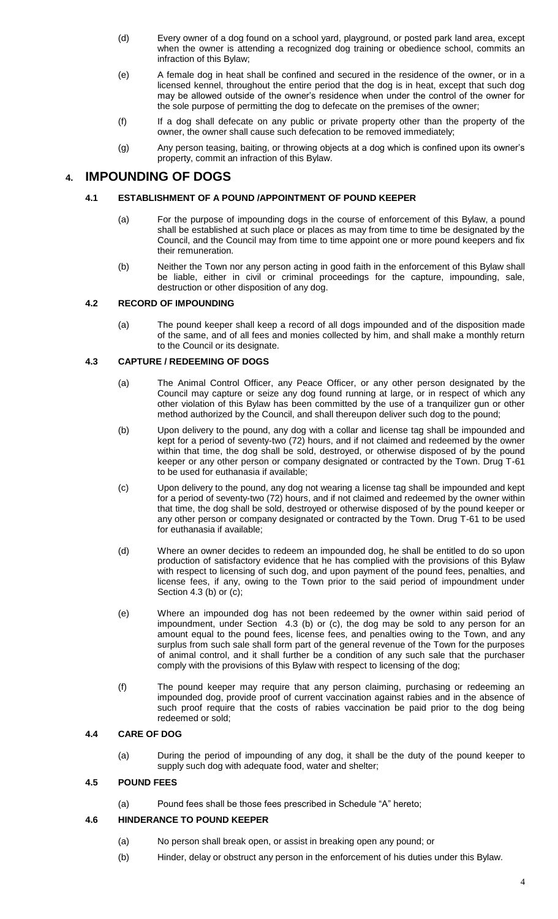(d) Every owner of a dog found on a school yard, playground, or posted park land area, except when the owner is attending a recognized dog training or obedience school, commits an infraction of this Bylaw;

(e) A female dog in heat shall be confined and secured in the residence of the owner, or in a licensed kennel, throughout the entire period that the dog is in heat, except that such dog may be allowed outside of the owner's residence when under the control of the owner for the sole purpose of permitting the dog to defecate on the premises of the owner;

(f) If a dog shall defecate on any public or private property other than the property of the owner, the owner shall cause such defecation to be removed immediately;

(g) Any person teasing, baiting, or throwing objects at a dog which is confined upon its owner's property, commit an infraction of this Bylaw.

# 4. IMPOUNDING OF DOGS

## 4.1 ESTABLISHMENT OF A POUND /APPOINTMENT OF POUND KEEPER

(a) For the purpose of impounding dogs in the course of enforcement of this Bylaw, a pound shall be established at such place or places as may from time to time be designated by the Council, and the Council may from time to time appoint one or more pound keepers and fix their remuneration.

(b) Neither the Town nor any person acting in good faith in the enforcement of this Bylaw shall be liable, either in civil or criminal proceedings for the capture, impounding, sale, destruction or other disposition of any dog.

## 4.2 RECORD OF IMPOUNDING

(a) The pound keeper shall keep a record of all dogs impounded and of the disposition made of the same, and of all fees and monies collected by him, and shall make a monthly return to the Council or its designate.

## 4.3 CAPTURE / REDEEMING OF DOGS

(a) The Animal Control Officer, any Peace Officer, or any other person designated by the Council may capture or seize any dog found running at large, or in respect of which any other violation of this Bylaw has been committed by the use of a tranquilizer gun or other method authorized by the Council, and shall thereupon deliver such dog to the pound;

(b) Upon delivery to the pound, any dog with a collar and license tag shall be impounded and kept for a period of seventy-two (72) hours, and if not claimed and redeemed by the owner within that time, the dog shall be sold, destroyed, or otherwise disposed of by the pound keeper or any other person or company designated or contracted by the Town. Drug T-61 to be used for euthanasia if available;

(c) Upon delivery to the pound, any dog not wearing a license tag shall be impounded and kept for a period of seventy-two (72) hours, and if not claimed and redeemed by the owner within that time, the dog shall be sold, destroyed or otherwise disposed of by the pound keeper or any other person or company designated or contracted by the Town. Drug T-61 to be used for euthanasia if available;

(d) Where an owner decides to redeem an impounded dog, he shall be entitled to do so upon production of satisfactory evidence that he has complied with the provisions of this Bylaw with respect to licensing of such dog, and upon payment of the pound fees, penalties, and license fees, if any, owing to the Town prior to the said period of impoundment under Section 4.3 (b) or (c);

(e) Where an impounded dog has not been redeemed by the owner within said period of impoundment, under Section 4.3 (b) or (c), the dog may be sold to any person for an amount equal to the pound fees, license fees, and penalties owing to the Town, and any surplus from such sale shall form part of the general revenue of the Town for the purposes of animal control, and it shall further be a condition of any such sale that the purchaser comply with the provisions of this Bylaw with respect to licensing of the dog;

(f) The pound keeper may require that any person claiming, purchasing or redeeming an impounded dog, provide proof of current vaccination against rabies and in the absence of such proof require that the costs of rabies vaccination be paid prior to the dog being redeemed or sold;

## 4.4 CARE OF DOG

(a) During the period of impounding of any dog, it shall be the duty of the pound keeper to supply such dog with adequate food, water and shelter;

## 4.5 POUND FEES

(a) Pound fees shall be those fees prescribed in Schedule "A" hereto;

## 4.6 HINDERANCE TO POUND KEEPER

(a) No person shall break open, or assist in breaking open any pound; or

(b) Hinder, delay or obstruct any person in the enforcement of his duties under this Bylaw.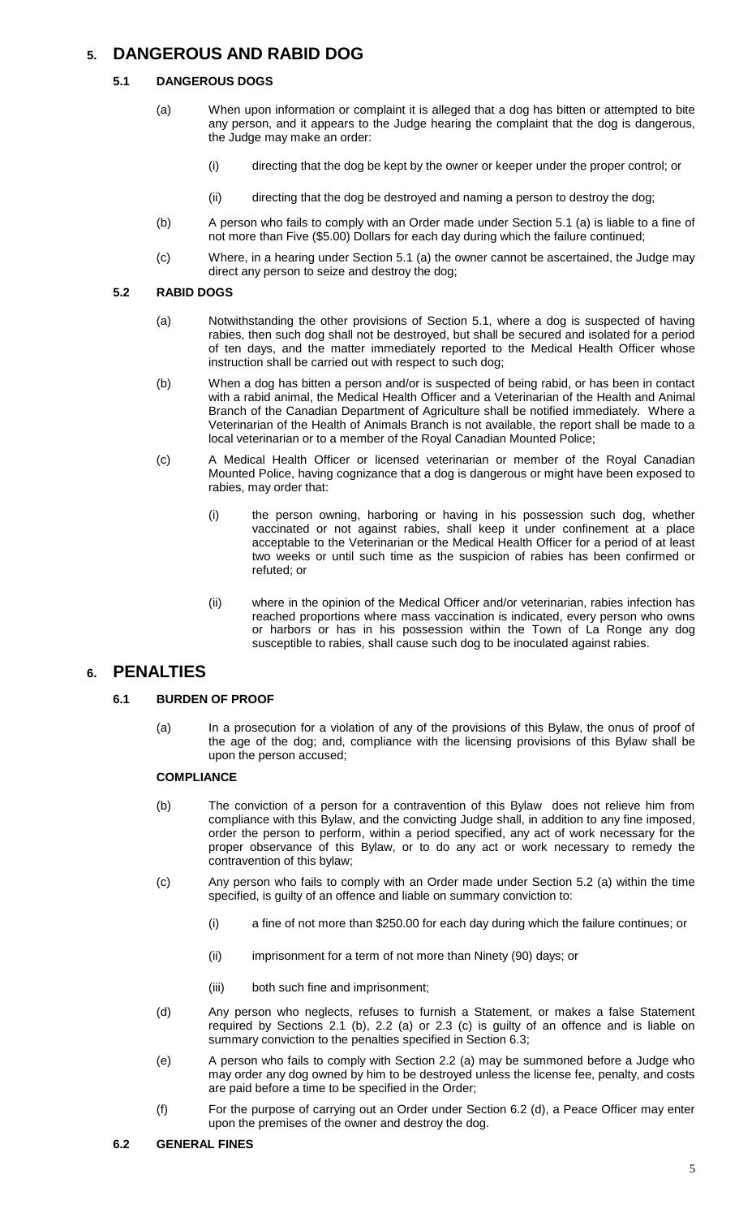## 5. DANGEROUS AND RABID DOG

### 5.1 DANGEROUS DOGS

(a) When upon information or complaint it is alleged that a dog has bitten or attempted to bite any person, and it appears to the Judge hearing the complaint that the dog is dangerous, the Judge may make an order:

(i) directing that the dog be kept by the owner or keeper under the proper control; or

(ii) directing that the dog be destroyed and naming a person to destroy the dog;

(b) A person who fails to comply with an Order made under Section 5.1 (a) is liable to a fine of not more than Five ($5.00) Dollars for each day during which the failure continued;

(c) Where, in a hearing under Section 5.1 (a) the owner cannot be ascertained, the Judge may direct any person to seize and destroy the dog;

### 5.2 RABID DOGS

(a) Notwithstanding the other provisions of Section 5.1, where a dog is suspected of having rabies, then such dog shall not be destroyed, but shall be secured and isolated for a period of ten days, and the matter immediately reported to the Medical Health Officer whose instruction shall be carried out with respect to such dog;

(b) When a dog has bitten a person and/or is suspected of being rabid, or has been in contact with a rabid animal, the Medical Health Officer and a Veterinarian of the Health and Animal Branch of the Canadian Department of Agriculture shall be notified immediately. Where a Veterinarian of the Health of Animals Branch is not available, the report shall be made to a local veterinarian or to a member of the Royal Canadian Mounted Police;

(c) A Medical Health Officer or licensed veterinarian or member of the Royal Canadian Mounted Police, having cognizance that a dog is dangerous or might have been exposed to rabies, may order that:

(i) the person owning, harboring or having in his possession such dog, whether vaccinated or not against rabies, shall keep it under confinement at a place acceptable to the Veterinarian or the Medical Health Officer for a period of at least two weeks or until such time as the suspicion of rabies has been confirmed or refuted; or

(ii) where in the opinion of the Medical Officer and/or veterinarian, rabies infection has reached proportions where mass vaccination is indicated, every person who owns or harbors or has in his possession within the Town of La Ronge any dog susceptible to rabies, shall cause such dog to be inoculated against rabies.

## 6. PENALTIES

### 6.1 BURDEN OF PROOF

(a) In a prosecution for a violation of any of the provisions of this Bylaw, the onus of proof of the age of the dog; and, compliance with the licensing provisions of this Bylaw shall be upon the person accused;

**COMPLIANCE**

(b) The conviction of a person for a contravention of this Bylaw does not relieve him from compliance with this Bylaw, and the convicting Judge shall, in addition to any fine imposed, order the person to perform, within a period specified, any act of work necessary for the proper observance of this Bylaw, or to do any act or work necessary to remedy the contravention of this bylaw;

(c) Any person who fails to comply with an Order made under Section 5.2 (a) within the time specified, is guilty of an offence and liable on summary conviction to:

(i) a fine of not more than $250.00 for each day during which the failure continues; or

(ii) imprisonment for a term of not more than Ninety (90) days; or

(iii) both such fine and imprisonment;

(d) Any person who neglects, refuses to furnish a Statement, or makes a false Statement required by Sections 2.1 (b), 2.2 (a) or 2.3 (c) is guilty of an offence and is liable on summary conviction to the penalties specified in Section 6.3;

(e) A person who fails to comply with Section 2.2 (a) may be summoned before a Judge who may order any dog owned by him to be destroyed unless the license fee, penalty, and costs are paid before a time to be specified in the Order;

(f) For the purpose of carrying out an Order under Section 6.2 (d), a Peace Officer may enter upon the premises of the owner and destroy the dog.

### 6.2 GENERAL FINES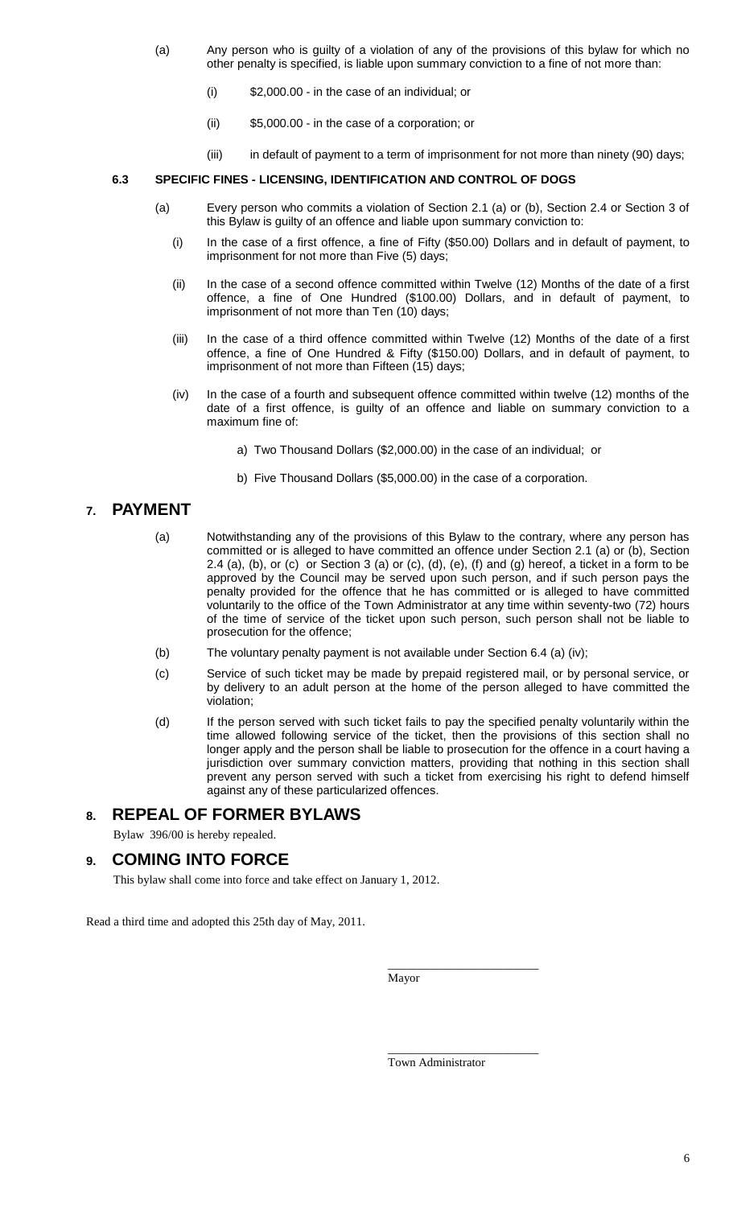(a) Any person who is guilty of a violation of any of the provisions of this bylaw for which no other penalty is specified, is liable upon summary conviction to a fine of not more than:

(i) $2,000.00 - in the case of an individual; or

(ii) $5,000.00 - in the case of a corporation; or

(iii) in default of payment to a term of imprisonment for not more than ninety (90) days;

**6.3 SPECIFIC FINES - LICENSING, IDENTIFICATION AND CONTROL OF DOGS**

(a) Every person who commits a violation of Section 2.1 (a) or (b), Section 2.4 or Section 3 of this Bylaw is guilty of an offence and liable upon summary conviction to:

(i) In the case of a first offence, a fine of Fifty ($50.00) Dollars and in default of payment, to imprisonment for not more than Five (5) days;

(ii) In the case of a second offence committed within Twelve (12) Months of the date of a first offence, a fine of One Hundred ($100.00) Dollars, and in default of payment, to imprisonment of not more than Ten (10) days;

(iii) In the case of a third offence committed within Twelve (12) Months of the date of a first offence, a fine of One Hundred & Fifty ($150.00) Dollars, and in default of payment, to imprisonment of not more than Fifteen (15) days;

(iv) In the case of a fourth and subsequent offence committed within twelve (12) months of the date of a first offence, is guilty of an offence and liable on summary conviction to a maximum fine of:

a) Two Thousand Dollars ($2,000.00) in the case of an individual; or

b) Five Thousand Dollars ($5,000.00) in the case of a corporation.

## 7. PAYMENT

(a) Notwithstanding any of the provisions of this Bylaw to the contrary, where any person has committed or is alleged to have committed an offence under Section 2.1 (a) or (b), Section 2.4 (a), (b), or (c) or Section 3 (a) or (c), (d), (e), (f) and (g) hereof, a ticket in a form to be approved by the Council may be served upon such person, and if such person pays the penalty provided for the offence that he has committed or is alleged to have committed voluntarily to the office of the Town Administrator at any time within seventy-two (72) hours of the time of service of the ticket upon such person, such person shall not be liable to prosecution for the offence;

(b) The voluntary penalty payment is not available under Section 6.4 (a) (iv);

(c) Service of such ticket may be made by prepaid registered mail, or by personal service, or by delivery to an adult person at the home of the person alleged to have committed the violation;

(d) If the person served with such ticket fails to pay the specified penalty voluntarily within the time allowed following service of the ticket, then the provisions of this section shall no longer apply and the person shall be liable to prosecution for the offence in a court having a jurisdiction over summary conviction matters, providing that nothing in this section shall prevent any person served with such a ticket from exercising his right to defend himself against any of these particularized offences.

## 8. REPEAL OF FORMER BYLAWS

Bylaw 396/00 is hereby repealed.

## 9. COMING INTO FORCE

This bylaw shall come into force and take effect on January 1, 2012.

Read a third time and adopted this 25th day of May, 2011.

\_\_\_\_\_\_\_\_\_\_\_\_\_\_\_\_\_\_\_\_\_\_\_\_\_
Mayor

\_\_\_\_\_\_\_\_\_\_\_\_\_\_\_\_\_\_\_\_\_\_\_\_\_
Town Administrator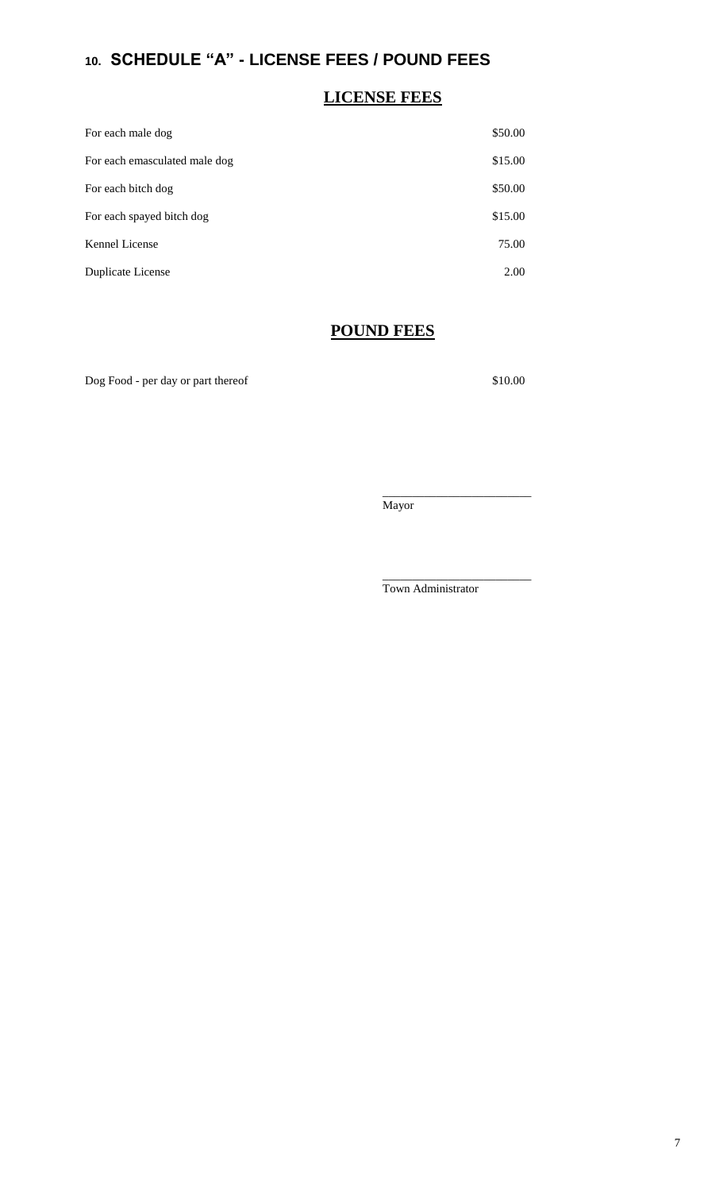## 10. SCHEDULE "A" - LICENSE FEES / POUND FEES

### LICENSE FEES

| | |
|---|---|
| For each male dog | \$50.00 |
| For each emasculated male dog | \$15.00 |
| For each bitch dog | \$50.00 |
| For each spayed bitch dog | \$15.00 |
| Kennel License | 75.00 |
| Duplicate License | 2.00 |

### POUND FEES

| | |
|---|---|
| Dog Food - per day or part thereof | \$10.00 |

\_\_\_\_\_\_\_\_\_\_\_\_\_\_\_\_\_\_\_\_\_\_\_\_\_
Mayor

\_\_\_\_\_\_\_\_\_\_\_\_\_\_\_\_\_\_\_\_\_\_\_\_\_
Town Administrator